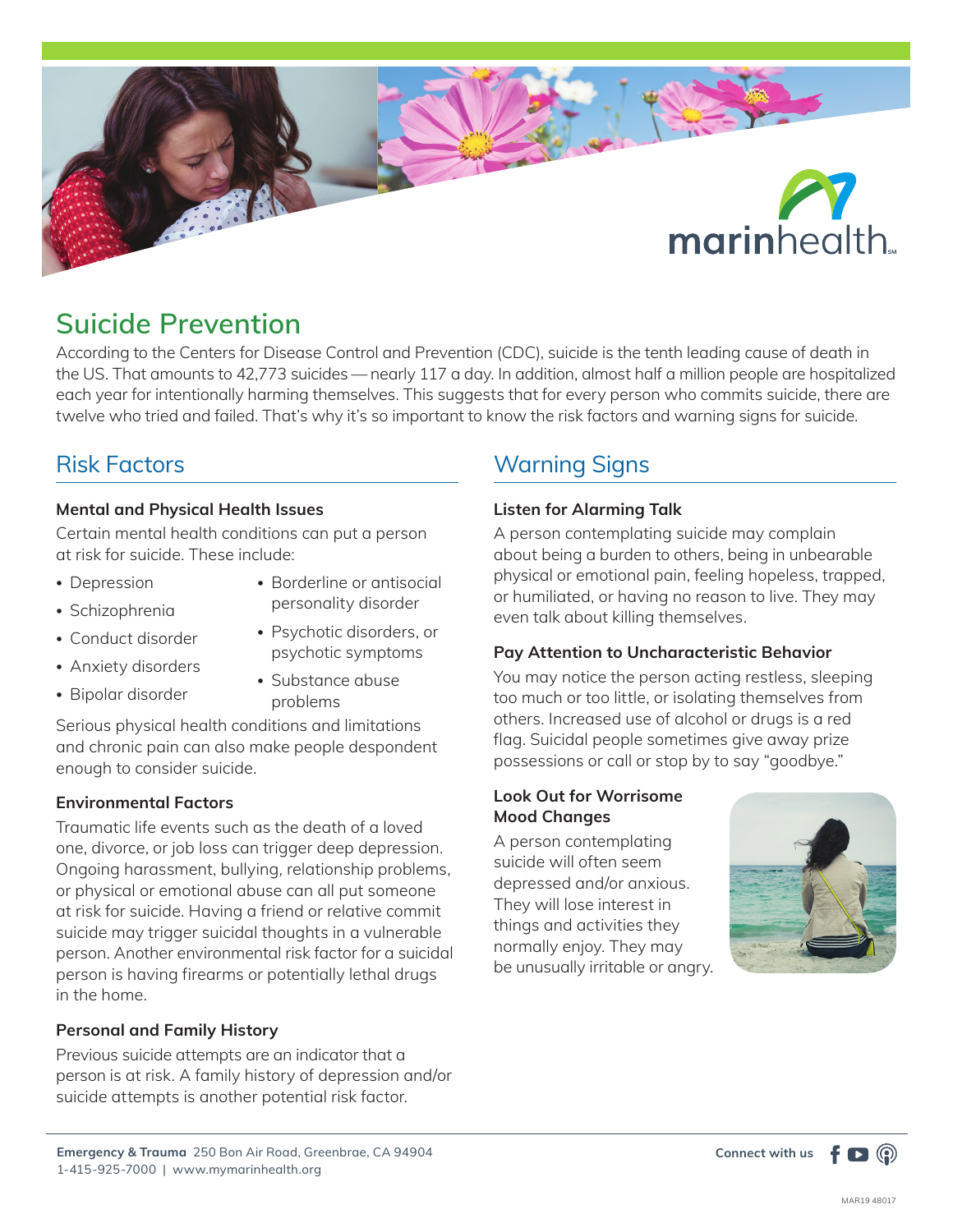# Suicide Prevention

According to the Centers for Disease Control and Prevention (CDC), suicide is the tenth leading cause of death in the US. That amounts to 42,773 suicides — nearly 117 a day. In addition, almost half a million people are hospitalized each year for intentionally harming themselves. This suggests that for every person who commits suicide, there are twelve who tried and failed. That's why it's so important to know the risk factors and warning signs for suicide.

## Risk Factors

### Mental and Physical Health Issues

Certain mental health conditions can put a person at risk for suicide. These include:

- Depression
- Schizophrenia
- Conduct disorder
- Anxiety disorders
- Bipolar disorder
- Borderline or antisocial personality disorder
- Psychotic disorders, or psychotic symptoms
- Substance abuse problems

Serious physical health conditions and limitations and chronic pain can also make people despondent enough to consider suicide.

### Environmental Factors

Traumatic life events such as the death of a loved one, divorce, or job loss can trigger deep depression. Ongoing harassment, bullying, relationship problems, or physical or emotional abuse can all put someone at risk for suicide. Having a friend or relative commit suicide may trigger suicidal thoughts in a vulnerable person. Another environmental risk factor for a suicidal person is having firearms or potentially lethal drugs in the home.

### Personal and Family History

Previous suicide attempts are an indicator that a person is at risk. A family history of depression and/or suicide attempts is another potential risk factor.

## Warning Signs

### Listen for Alarming Talk

A person contemplating suicide may complain about being a burden to others, being in unbearable physical or emotional pain, feeling hopeless, trapped, or humiliated, or having no reason to live. They may even talk about killing themselves.

### Pay Attention to Uncharacteristic Behavior

You may notice the person acting restless, sleeping too much or too little, or isolating themselves from others. Increased use of alcohol or drugs is a red flag. Suicidal people sometimes give away prize possessions or call or stop by to say "goodbye."

### Look Out for Worrisome Mood Changes

A person contemplating suicide will often seem depressed and/or anxious. They will lose interest in things and activities they normally enjoy. They may be unusually irritable or angry.

**Emergency & Trauma** 250 Bon Air Road, Greenbrae, CA 94904
1-415-925-7000 | www.mymarinhealth.org

**Connect with us**

MAR19 48017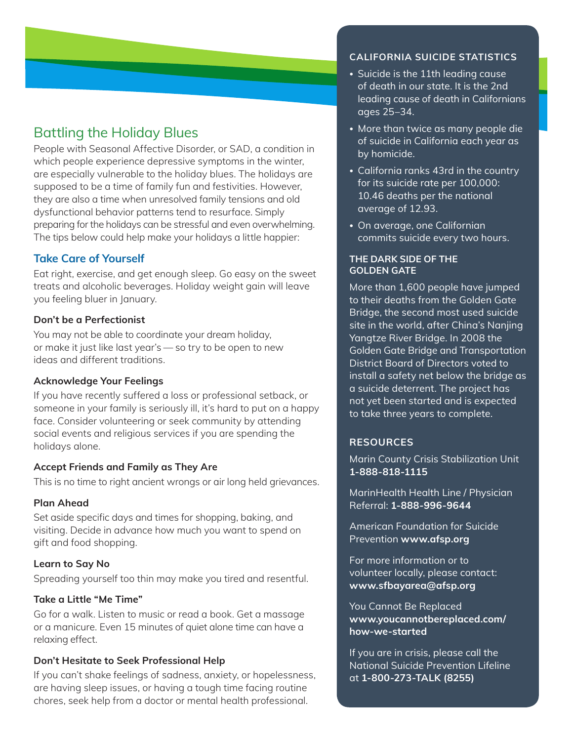## Battling the Holiday Blues

People with Seasonal Affective Disorder, or SAD, a condition in which people experience depressive symptoms in the winter, are especially vulnerable to the holiday blues. The holidays are supposed to be a time of family fun and festivities. However, they are also a time when unresolved family tensions and old dysfunctional behavior patterns tend to resurface. Simply preparing for the holidays can be stressful and even overwhelming. The tips below could help make your holidays a little happier:

### Take Care of Yourself

Eat right, exercise, and get enough sleep. Go easy on the sweet treats and alcoholic beverages. Holiday weight gain will leave you feeling bluer in January.

#### Don't be a Perfectionist

You may not be able to coordinate your dream holiday, or make it just like last year's — so try to be open to new ideas and different traditions.

#### Acknowledge Your Feelings

If you have recently suffered a loss or professional setback, or someone in your family is seriously ill, it's hard to put on a happy face. Consider volunteering or seek community by attending social events and religious services if you are spending the holidays alone.

#### Accept Friends and Family as They Are

This is no time to right ancient wrongs or air long held grievances.

#### Plan Ahead

Set aside specific days and times for shopping, baking, and visiting. Decide in advance how much you want to spend on gift and food shopping.

#### Learn to Say No

Spreading yourself too thin may make you tired and resentful.

#### Take a Little "Me Time"

Go for a walk. Listen to music or read a book. Get a massage or a manicure. Even 15 minutes of quiet alone time can have a relaxing effect.

#### Don't Hesitate to Seek Professional Help

If you can't shake feelings of sadness, anxiety, or hopelessness, are having sleep issues, or having a tough time facing routine chores, seek help from a doctor or mental health professional.

### CALIFORNIA SUICIDE STATISTICS

- Suicide is the 11th leading cause of death in our state. It is the 2nd leading cause of death in Californians ages 25–34.
- More than twice as many people die of suicide in California each year as by homicide.
- California ranks 43rd in the country for its suicide rate per 100,000: 10.46 deaths per the national average of 12.93.
- On average, one Californian commits suicide every two hours.

### THE DARK SIDE OF THE GOLDEN GATE

More than 1,600 people have jumped to their deaths from the Golden Gate Bridge, the second most used suicide site in the world, after China's Nanjing Yangtze River Bridge. In 2008 the Golden Gate Bridge and Transportation District Board of Directors voted to install a safety net below the bridge as a suicide deterrent. The project has not yet been started and is expected to take three years to complete.

### RESOURCES

Marin County Crisis Stabilization Unit
**1-888-818-1115**

MarinHealth Health Line / Physician Referral: **1-888-996-9644**

American Foundation for Suicide Prevention **www.afsp.org**

For more information or to volunteer locally, please contact:
**www.sfbayarea@afsp.org**

You Cannot Be Replaced
**www.youcannotbereplaced.com/how-we-started**

If you are in crisis, please call the National Suicide Prevention Lifeline at **1-800-273-TALK (8255)**